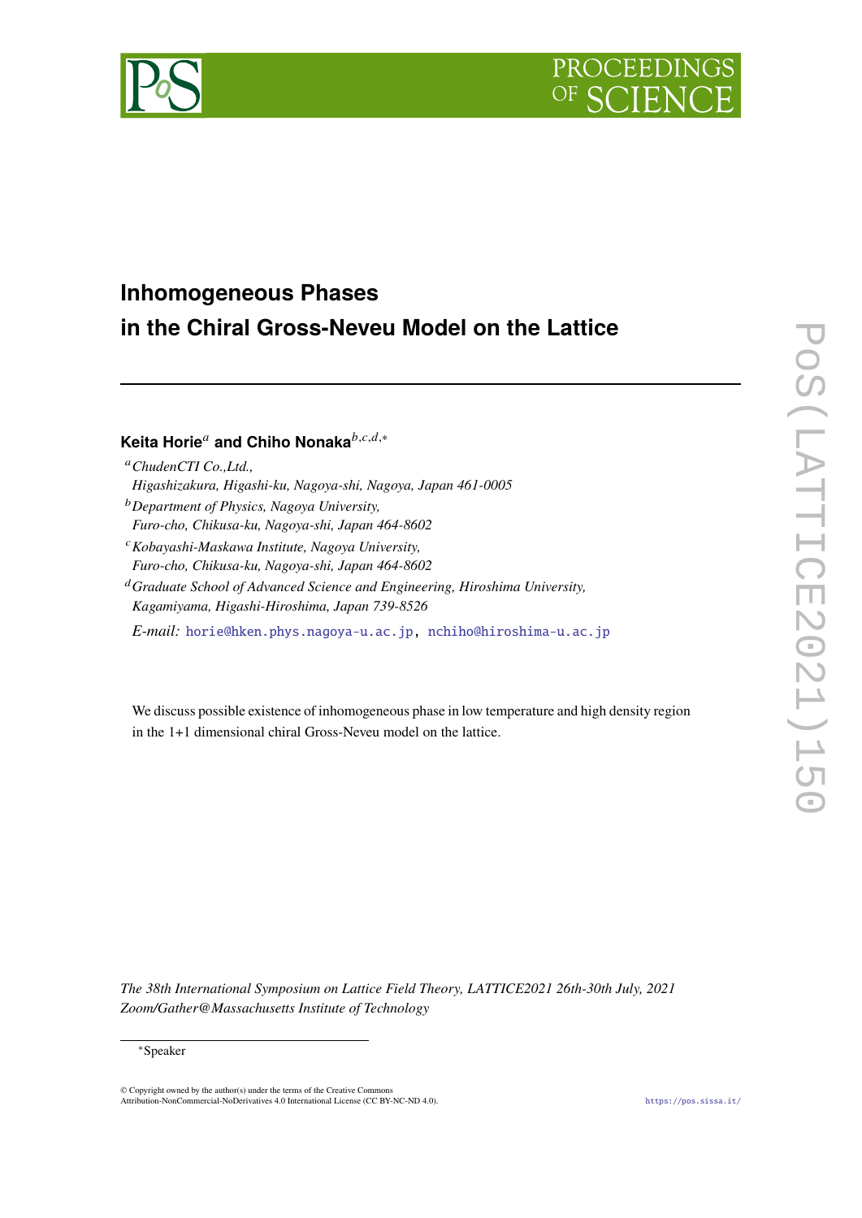# Inhomogeneous Phases in the Chiral Gross-Neveu Model on the Lattice

**Keita Horie**[a] **and Chiho Nonaka**[b,c,d,*]

[a] *ChudenCTI Co.,Ltd., Higashizakura, Higashi-ku, Nagoya-shi, Nagoya, Japan 461-0005*

[b] *Department of Physics, Nagoya University, Furo-cho, Chikusa-ku, Nagoya-shi, Japan 464-8602*

[c] *Kobayashi-Maskawa Institute, Nagoya University, Furo-cho, Chikusa-ku, Nagoya-shi, Japan 464-8602*

[d] *Graduate School of Advanced Science and Engineering, Hiroshima University, Kagamiyama, Higashi-Hiroshima, Japan 739-8526*

*E-mail:* horie@hken.phys.nagoya-u.ac.jp, nchiho@hiroshima-u.ac.jp

We discuss possible existence of inhomogeneous phase in low temperature and high density region in the 1+1 dimensional chiral Gross-Neveu model on the lattice.

*The 38th International Symposium on Lattice Field Theory, LATTICE2021 26th-30th July, 2021 Zoom/Gather@Massachusetts Institute of Technology*

[*] Speaker

© Copyright owned by the author(s) under the terms of the Creative Commons Attribution-NonCommercial-NoDerivatives 4.0 International License (CC BY-NC-ND 4.0).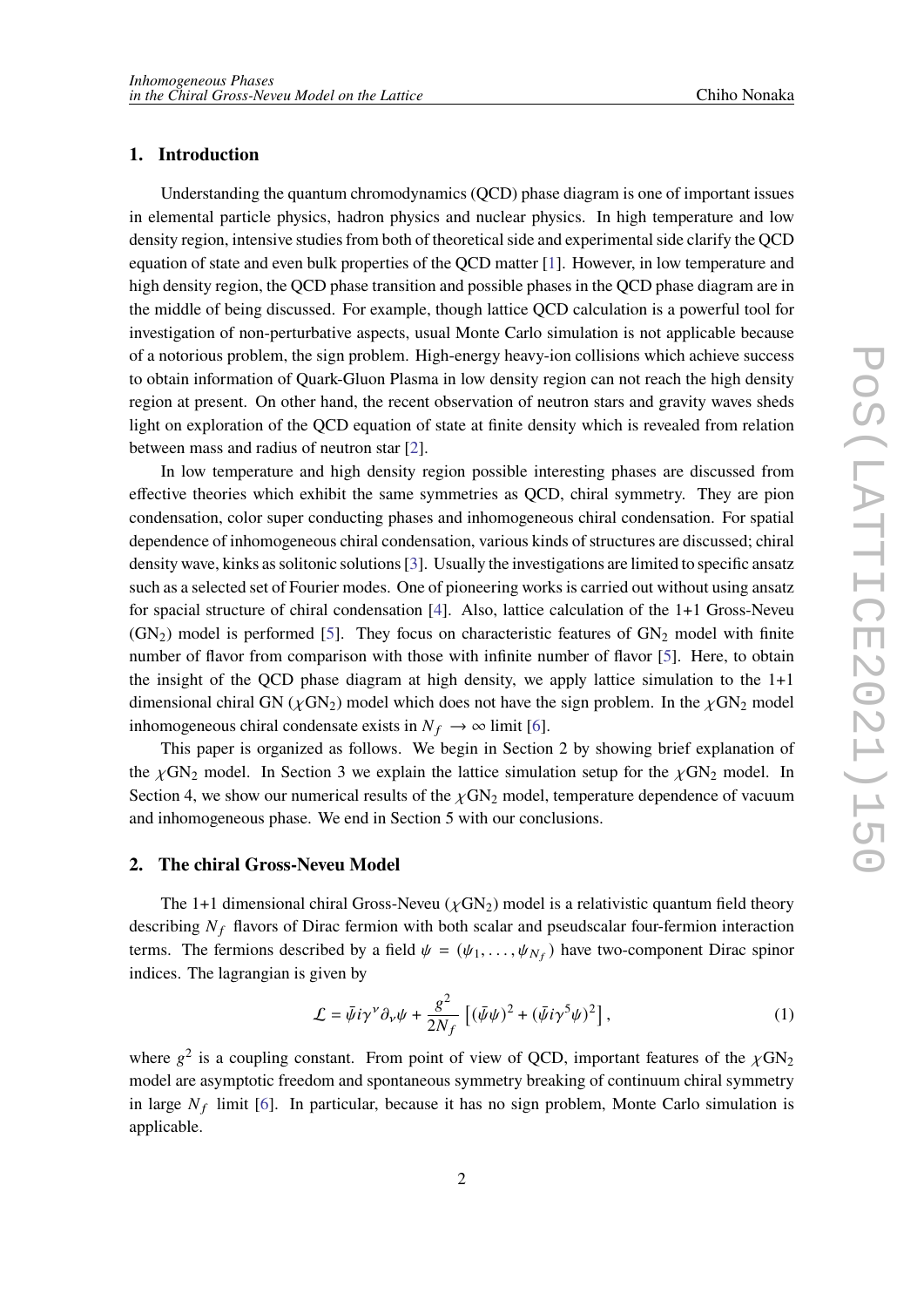## 1. Introduction

Understanding the quantum chromodynamics (QCD) phase diagram is one of important issues in elemental particle physics, hadron physics and nuclear physics. In high temperature and low density region, intensive studies from both of theoretical side and experimental side clarify the QCD equation of state and even bulk properties of the QCD matter [1]. However, in low temperature and high density region, the QCD phase transition and possible phases in the QCD phase diagram are in the middle of being discussed. For example, though lattice QCD calculation is a powerful tool for investigation of non-perturbative aspects, usual Monte Carlo simulation is not applicable because of a notorious problem, the sign problem. High-energy heavy-ion collisions which achieve success to obtain information of Quark-Gluon Plasma in low density region can not reach the high density region at present. On other hand, the recent observation of neutron stars and gravity waves sheds light on exploration of the QCD equation of state at finite density which is revealed from relation between mass and radius of neutron star [2].

In low temperature and high density region possible interesting phases are discussed from effective theories which exhibit the same symmetries as QCD, chiral symmetry. They are pion condensation, color super conducting phases and inhomogeneous chiral condensation. For spatial dependence of inhomogeneous chiral condensation, various kinds of structures are discussed; chiral density wave, kinks as solitonic solutions [3]. Usually the investigations are limited to specific ansatz such as a selected set of Fourier modes. One of pioneering works is carried out without using ansatz for spacial structure of chiral condensation [4]. Also, lattice calculation of the 1+1 Gross-Neveu ($\mathrm{GN}_2$) model is performed [5]. They focus on characteristic features of $\mathrm{GN}_2$ model with finite number of flavor from comparison with those with infinite number of flavor [5]. Here, to obtain the insight of the QCD phase diagram at high density, we apply lattice simulation to the 1+1 dimensional chiral GN ($\chi\mathrm{GN}_2$) model which does not have the sign problem. In the $\chi\mathrm{GN}_2$ model inhomogeneous chiral condensate exists in $N_f \to \infty$ limit [6].

This paper is organized as follows. We begin in Section 2 by showing brief explanation of the $\chi\mathrm{GN}_2$ model. In Section 3 we explain the lattice simulation setup for the $\chi\mathrm{GN}_2$ model. In Section 4, we show our numerical results of the $\chi\mathrm{GN}_2$ model, temperature dependence of vacuum and inhomogeneous phase. We end in Section 5 with our conclusions.

## 2. The chiral Gross-Neveu Model

The 1+1 dimensional chiral Gross-Neveu ($\chi\mathrm{GN}_2$) model is a relativistic quantum field theory describing $N_f$ flavors of Dirac fermion with both scalar and pseudscalar four-fermion interaction terms. The fermions described by a field $\psi = (\psi_1, \ldots, \psi_{N_f})$ have two-component Dirac spinor indices. The lagrangian is given by

$$\mathcal{L} = \bar{\psi} i \gamma^{\nu} \partial_{\nu} \psi + \frac{g^2}{2N_f} \left[ (\bar{\psi}\psi)^2 + (\bar{\psi} i \gamma^5 \psi)^2 \right], \tag{1}$$

where $g^2$ is a coupling constant. From point of view of QCD, important features of the $\chi\mathrm{GN}_2$ model are asymptotic freedom and spontaneous symmetry breaking of continuum chiral symmetry in large $N_f$ limit [6]. In particular, because it has no sign problem, Monte Carlo simulation is applicable.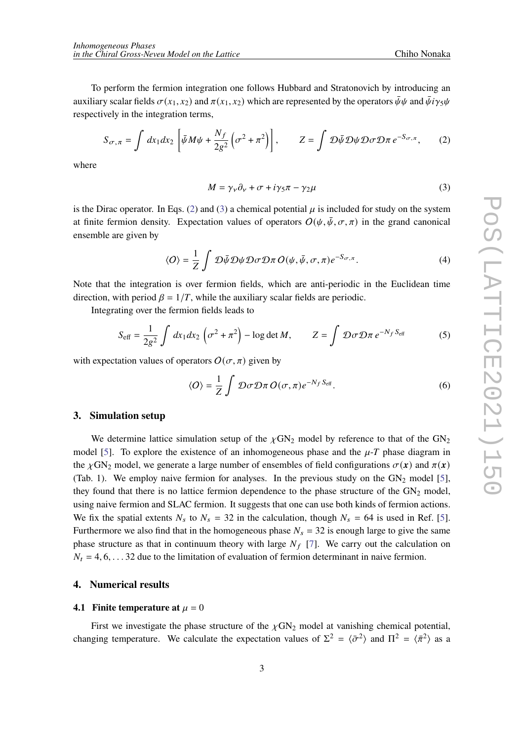To perform the fermion integration one follows Hubbard and Stratonovich by introducing an auxiliary scalar fields $\sigma(x_1, x_2)$ and $\pi(x_1, x_2)$ which are represented by the operators $\bar{\psi}\psi$ and $\bar{\psi}i\gamma_5\psi$ respectively in the integration terms,

$$S_{\sigma,\pi} = \int dx_1 dx_2 \left[\bar{\psi}M\psi + \frac{N_f}{2g^2}\left(\sigma^2 + \pi^2\right)\right], \qquad Z = \int \mathcal{D}\bar{\psi}\mathcal{D}\psi\mathcal{D}\sigma\mathcal{D}\pi\, e^{-S_{\sigma,\pi}}, \tag{2}$$

where

$$M = \gamma_\nu\partial_\nu + \sigma + i\gamma_5\pi - \gamma_2\mu \tag{3}$$

is the Dirac operator. In Eqs. (2) and (3) a chemical potential $\mu$ is included for study on the system at finite fermion density. Expectation values of operators $O(\psi, \bar{\psi}, \sigma, \pi)$ in the grand canonical ensemble are given by

$$\langle O \rangle = \frac{1}{Z}\int \mathcal{D}\bar{\psi}\mathcal{D}\psi\mathcal{D}\sigma\mathcal{D}\pi\, O(\psi, \bar{\psi}, \sigma, \pi)e^{-S_{\sigma,\pi}}. \tag{4}$$

Note that the integration is over fermion fields, which are anti-periodic in the Euclidean time direction, with period $\beta = 1/T$, while the auxiliary scalar fields are periodic.

Integrating over the fermion fields leads to

$$S_{\text{eff}} = \frac{1}{2g^2}\int dx_1 dx_2 \left(\sigma^2 + \pi^2\right) - \log\det M, \qquad Z = \int \mathcal{D}\sigma\mathcal{D}\pi\, e^{-N_f S_{\text{eff}}} \tag{5}$$

with expectation values of operators $O(\sigma, \pi)$ given by

$$\langle O \rangle = \frac{1}{Z}\int \mathcal{D}\sigma\mathcal{D}\pi\, O(\sigma, \pi)e^{-N_f S_{\text{eff}}}. \tag{6}$$

## 3. Simulation setup

We determine lattice simulation setup of the $\chi\text{GN}_2$ model by reference to that of the $\text{GN}_2$ model [5]. To explore the existence of an inhomogeneous phase and the $\mu$-$T$ phase diagram in the $\chi\text{GN}_2$ model, we generate a large number of ensembles of field configurations $\sigma(\boldsymbol{x})$ and $\pi(\boldsymbol{x})$ (Tab. 1). We employ naive fermion for analyses. In the previous study on the $\text{GN}_2$ model [5], they found that there is no lattice fermion dependence to the phase structure of the $\text{GN}_2$ model, using naive fermion and SLAC fermion. It suggests that one can use both kinds of fermion actions. We fix the spatial extents $N_s$ to $N_s = 32$ in the calculation, though $N_s = 64$ is used in Ref. [5]. Furthermore we also find that in the homogeneous phase $N_s = 32$ is enough large to give the same phase structure as that in continuum theory with large $N_f$ [7]. We carry out the calculation on $N_t = 4, 6, \ldots 32$ due to the limitation of evaluation of fermion determinant in naive fermion.

## 4. Numerical results

### 4.1 Finite temperature at $\mu = 0$

First we investigate the phase structure of the $\chi\text{GN}_2$ model at vanishing chemical potential, changing temperature. We calculate the expectation values of $\Sigma^2 = \langle\bar{\sigma}^2\rangle$ and $\Pi^2 = \langle\bar{\pi}^2\rangle$ as a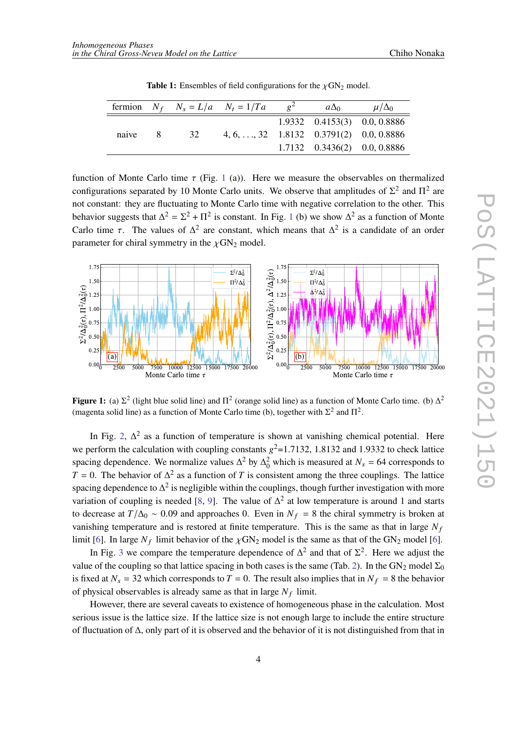**Table 1:** Ensembles of field configurations for the $\chi GN_2$ model.

| fermion | $N_f$ | $N_s = L/a$ | $N_t = 1/Ta$ | $g^2$ | $a\Delta_0$ | $\mu/\Delta_0$ |
|---|---|---|---|---|---|---|
| naive | 8 | 32 | $4, 6, \ldots, 32$ | 1.9332 | 0.4153(3) | 0.0, 0.8886 |
| | | | | 1.8132 | 0.3791(2) | 0.0, 0.8886 |
| | | | | 1.7132 | 0.3436(2) | 0.0, 0.8886 |

function of Monte Carlo time $\tau$ (Fig. 1 (a)). Here we measure the observables on thermalized configurations separated by 10 Monte Carlo units. We observe that amplitudes of $\Sigma^2$ and $\Pi^2$ are not constant: they are fluctuating to Monte Carlo time with negative correlation to the other. This behavior suggests that $\Delta^2 = \Sigma^2 + \Pi^2$ is constant. In Fig. 1 (b) we show $\Delta^2$ as a function of Monte Carlo time $\tau$. The values of $\Delta^2$ are constant, which means that $\Delta^2$ is a candidate of an order parameter for chiral symmetry in the $\chi GN_2$ model.

**Figure 1:** (a) $\Sigma^2$ (light blue solid line) and $\Pi^2$ (orange solid line) as a function of Monte Carlo time. (b) $\Delta^2$ (magenta solid line) as a function of Monte Carlo time (b), together with $\Sigma^2$ and $\Pi^2$.

In Fig. 2, $\Delta^2$ as a function of temperature is shown at vanishing chemical potential. Here we perform the calculation with coupling constants $g^2$=1.7132, 1.8132 and 1.9332 to check lattice spacing dependence. We normalize values $\Delta^2$ by $\Delta_0^2$ which is measured at $N_s = 64$ corresponds to $T = 0$. The behavior of $\Delta^2$ as a function of $T$ is consistent among the three couplings. The lattice spacing dependence to $\Delta^2$ is negligible within the couplings, though further investigation with more variation of coupling is needed [8, 9]. The value of $\Delta^2$ at low temperature is around 1 and starts to decrease at $T/\Delta_0 \sim 0.09$ and approaches 0. Even in $N_f = 8$ the chiral symmetry is broken at vanishing temperature and is restored at finite temperature. This is the same as that in large $N_f$ limit [6]. In large $N_f$ limit behavior of the $\chi GN_2$ model is the same as that of the $GN_2$ model [6].

In Fig. 3 we compare the temperature dependence of $\Delta^2$ and that of $\Sigma^2$. Here we adjust the value of the coupling so that lattice spacing in both cases is the same (Tab. 2). In the $GN_2$ model $\Sigma_0$ is fixed at $N_s = 32$ which corresponds to $T = 0$. The result also implies that in $N_f = 8$ the behavior of physical observables is already same as that in large $N_f$ limit.

However, there are several caveats to existence of homogeneous phase in the calculation. Most serious issue is the lattice size. If the lattice size is not enough large to include the entire structure of fluctuation of $\Delta$, only part of it is observed and the behavior of it is not distinguished from that in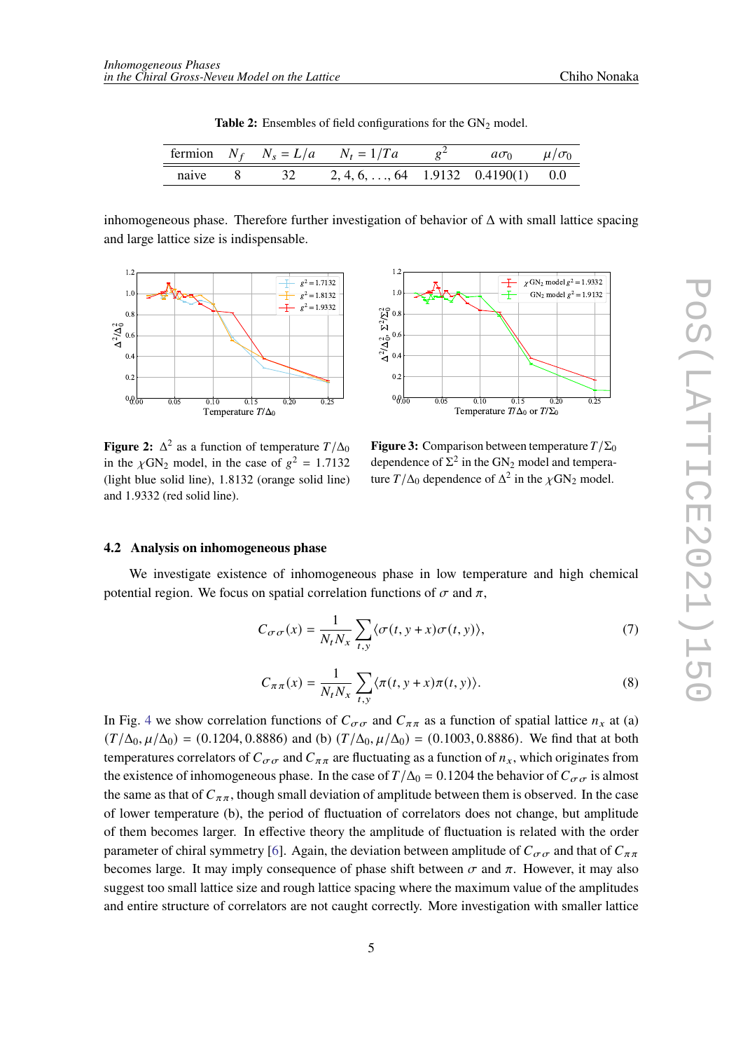**Table 2:** Ensembles of field configurations for the $\text{GN}_2$ model.

| fermion | $N_f$ | $N_s = L/a$ | $N_t = 1/Ta$ | $g^2$ | $a\sigma_0$ | $\mu/\sigma_0$ |
|---|---|---|---|---|---|---|
| naive | 8 | 32 | 2, 4, 6, . . . , 64 | 1.9132 | 0.4190(1) | 0.0 |

inhomogeneous phase. Therefore further investigation of behavior of $\Delta$ with small lattice spacing and large lattice size is indispensable.

**Figure 2:** $\Delta^2$ as a function of temperature $T/\Delta_0$ in the $\chi\text{GN}_2$ model, in the case of $g^2 = 1.7132$ (light blue solid line), 1.8132 (orange solid line) and 1.9332 (red solid line).

**Figure 3:** Comparison between temperature $T/\Sigma_0$ dependence of $\Sigma^2$ in the $\text{GN}_2$ model and temperature $T/\Delta_0$ dependence of $\Delta^2$ in the $\chi\text{GN}_2$ model.

### 4.2 Analysis on inhomogeneous phase

We investigate existence of inhomogeneous phase in low temperature and high chemical potential region. We focus on spatial correlation functions of $\sigma$ and $\pi$,

$$C_{\sigma\sigma}(x) = \frac{1}{N_t N_x} \sum_{t,y} \langle \sigma(t, y + x)\sigma(t, y) \rangle, \tag{7}$$

$$C_{\pi\pi}(x) = \frac{1}{N_t N_x} \sum_{t,y} \langle \pi(t, y + x)\pi(t, y) \rangle. \tag{8}$$

In Fig. 4 we show correlation functions of $C_{\sigma\sigma}$ and $C_{\pi\pi}$ as a function of spatial lattice $n_x$ at (a) $(T/\Delta_0, \mu/\Delta_0) = (0.1204, 0.8886)$ and (b) $(T/\Delta_0, \mu/\Delta_0) = (0.1003, 0.8886)$. We find that at both temperatures correlators of $C_{\sigma\sigma}$ and $C_{\pi\pi}$ are fluctuating as a function of $n_x$, which originates from the existence of inhomogeneous phase. In the case of $T/\Delta_0 = 0.1204$ the behavior of $C_{\sigma\sigma}$ is almost the same as that of $C_{\pi\pi}$, though small deviation of amplitude between them is observed. In the case of lower temperature (b), the period of fluctuation of correlators does not change, but amplitude of them becomes larger. In effective theory the amplitude of fluctuation is related with the order parameter of chiral symmetry [6]. Again, the deviation between amplitude of $C_{\sigma\sigma}$ and that of $C_{\pi\pi}$ becomes large. It may imply consequence of phase shift between $\sigma$ and $\pi$. However, it may also suggest too small lattice size and rough lattice spacing where the maximum value of the amplitudes and entire structure of correlators are not caught correctly. More investigation with smaller lattice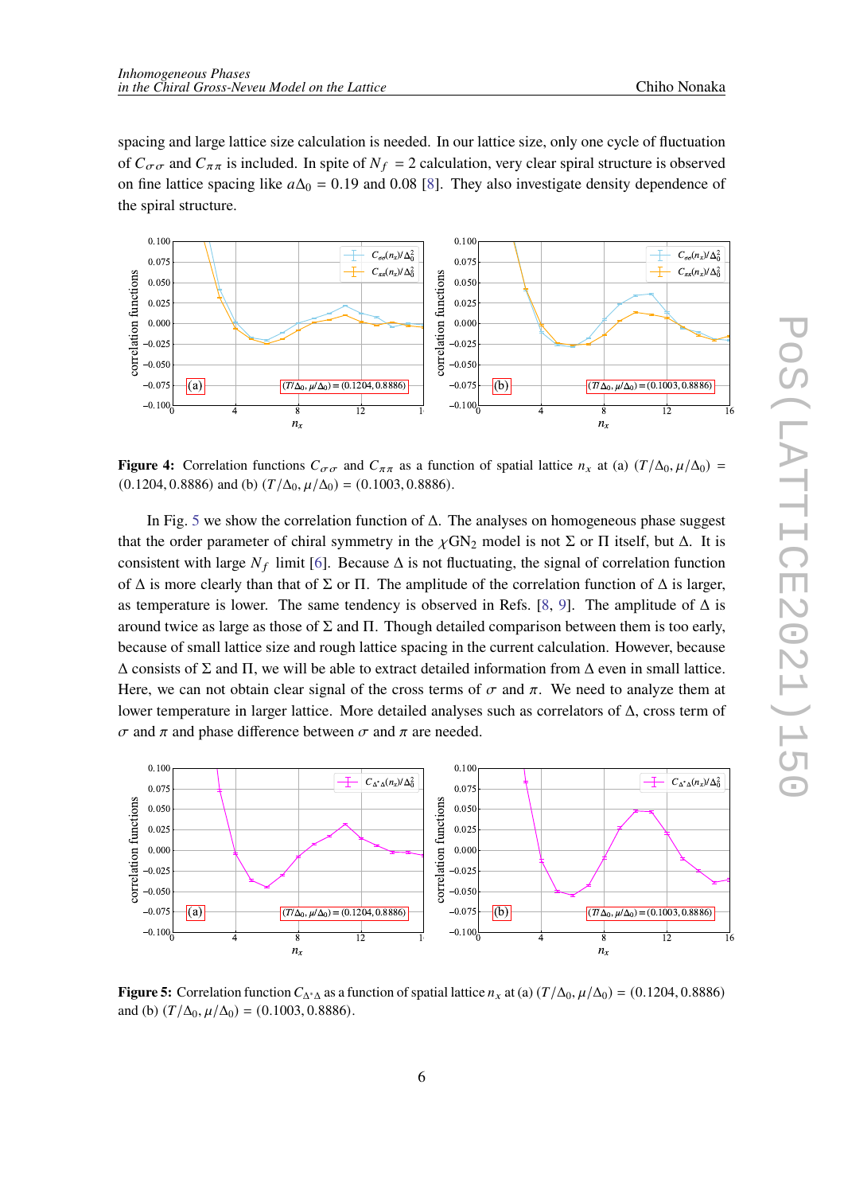spacing and large lattice size calculation is needed. In our lattice size, only one cycle of fluctuation of $C_{\sigma\sigma}$ and $C_{\pi\pi}$ is included. In spite of $N_f = 2$ calculation, very clear spiral structure is observed on fine lattice spacing like $a\Delta_0 = 0.19$ and $0.08$ [8]. They also investigate density dependence of the spiral structure.

**Figure 4:** Correlation functions $C_{\sigma\sigma}$ and $C_{\pi\pi}$ as a function of spatial lattice $n_x$ at (a) $(T/\Delta_0, \mu/\Delta_0) = (0.1204, 0.8886)$ and (b) $(T/\Delta_0, \mu/\Delta_0) = (0.1003, 0.8886)$.

In Fig. 5 we show the correlation function of $\Delta$. The analyses on homogeneous phase suggest that the order parameter of chiral symmetry in the $\chi\mathrm{GN}_2$ model is not $\Sigma$ or $\Pi$ itself, but $\Delta$. It is consistent with large $N_f$ limit [6]. Because $\Delta$ is not fluctuating, the signal of correlation function of $\Delta$ is more clearly than that of $\Sigma$ or $\Pi$. The amplitude of the correlation function of $\Delta$ is larger, as temperature is lower. The same tendency is observed in Refs. [8, 9]. The amplitude of $\Delta$ is around twice as large as those of $\Sigma$ and $\Pi$. Though detailed comparison between them is too early, because of small lattice size and rough lattice spacing in the current calculation. However, because $\Delta$ consists of $\Sigma$ and $\Pi$, we will be able to extract detailed information from $\Delta$ even in small lattice. Here, we can not obtain clear signal of the cross terms of $\sigma$ and $\pi$. We need to analyze them at lower temperature in larger lattice. More detailed analyses such as correlators of $\Delta$, cross term of $\sigma$ and $\pi$ and phase difference between $\sigma$ and $\pi$ are needed.

**Figure 5:** Correlation function $C_{\Delta^*\Delta}$ as a function of spatial lattice $n_x$ at (a) $(T/\Delta_0, \mu/\Delta_0) = (0.1204, 0.8886)$ and (b) $(T/\Delta_0, \mu/\Delta_0) = (0.1003, 0.8886)$.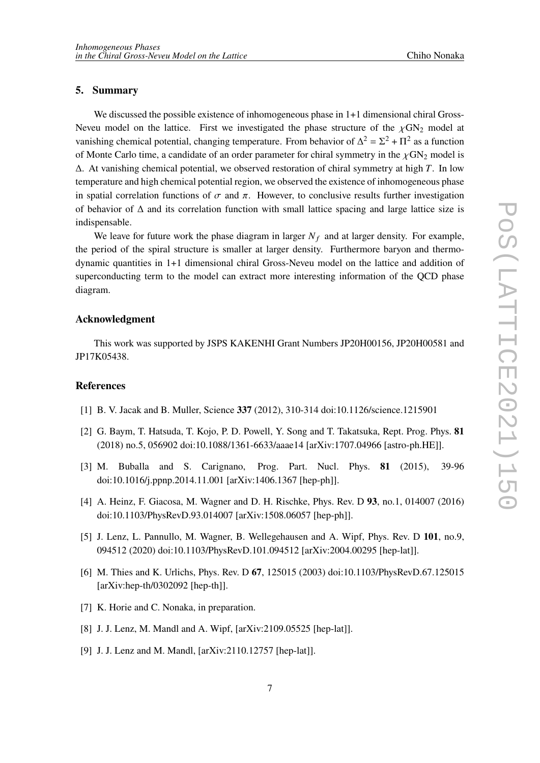## 5. Summary

We discussed the possible existence of inhomogeneous phase in 1+1 dimensional chiral Gross-Neveu model on the lattice. First we investigated the phase structure of the $\chi\mathrm{GN}_2$ model at vanishing chemical potential, changing temperature. From behavior of $\Delta^2 = \Sigma^2 + \Pi^2$ as a function of Monte Carlo time, a candidate of an order parameter for chiral symmetry in the $\chi\mathrm{GN}_2$ model is $\Delta$. At vanishing chemical potential, we observed restoration of chiral symmetry at high $T$. In low temperature and high chemical potential region, we observed the existence of inhomogeneous phase in spatial correlation functions of $\sigma$ and $\pi$. However, to conclusive results further investigation of behavior of $\Delta$ and its correlation function with small lattice spacing and large lattice size is indispensable.

We leave for future work the phase diagram in larger $N_f$ and at larger density. For example, the period of the spiral structure is smaller at larger density. Furthermore baryon and thermodynamic quantities in 1+1 dimensional chiral Gross-Neveu model on the lattice and addition of superconducting term to the model can extract more interesting information of the QCD phase diagram.

### Acknowledgment

This work was supported by JSPS KAKENHI Grant Numbers JP20H00156, JP20H00581 and JP17K05438.

### References

[1] B. V. Jacak and B. Muller, Science **337** (2012), 310-314 doi:10.1126/science.1215901

[2] G. Baym, T. Hatsuda, T. Kojo, P. D. Powell, Y. Song and T. Takatsuka, Rept. Prog. Phys. **81** (2018) no.5, 056902 doi:10.1088/1361-6633/aaae14 [arXiv:1707.04966 [astro-ph.HE]].

[3] M. Buballa and S. Carignano, Prog. Part. Nucl. Phys. **81** (2015), 39-96 doi:10.1016/j.ppnp.2014.11.001 [arXiv:1406.1367 [hep-ph]].

[4] A. Heinz, F. Giacosa, M. Wagner and D. H. Rischke, Phys. Rev. D **93**, no.1, 014007 (2016) doi:10.1103/PhysRevD.93.014007 [arXiv:1508.06057 [hep-ph]].

[5] J. Lenz, L. Pannullo, M. Wagner, B. Wellegehausen and A. Wipf, Phys. Rev. D **101**, no.9, 094512 (2020) doi:10.1103/PhysRevD.101.094512 [arXiv:2004.00295 [hep-lat]].

[6] M. Thies and K. Urlichs, Phys. Rev. D **67**, 125015 (2003) doi:10.1103/PhysRevD.67.125015 [arXiv:hep-th/0302092 [hep-th]].

[7] K. Horie and C. Nonaka, in preparation.

[8] J. J. Lenz, M. Mandl and A. Wipf, [arXiv:2109.05525 [hep-lat]].

[9] J. J. Lenz and M. Mandl, [arXiv:2110.12757 [hep-lat]].